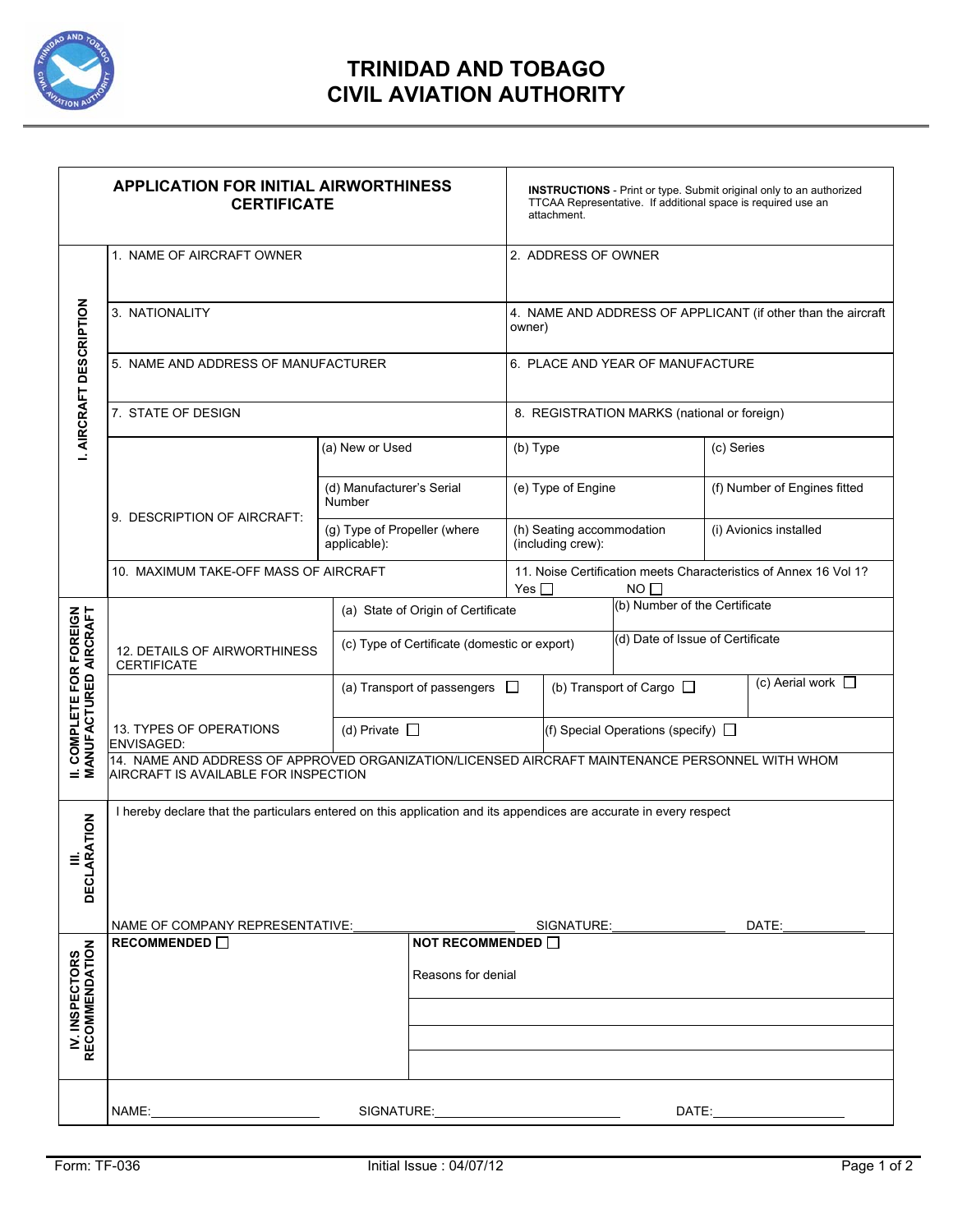# TRINIDAD AND TOBAGO CIVIL AVIATION AUTHORITY

## APPLICATION FOR INITIAL AIRWORTHINESS CERTIFICATE

**INSTRUCTIONS** - Print or type. Submit original only to an authorized TTCAA Representative. If additional space is required use an attachment.

### I. AIRCRAFT DESCRIPTION

| | | | |
|---|---|---|---|
| 1. NAME OF AIRCRAFT OWNER | | 2. ADDRESS OF OWNER | |
| 3. NATIONALITY | | 4. NAME AND ADDRESS OF APPLICANT (if other than the aircraft owner) | |
| 5. NAME AND ADDRESS OF MANUFACTURER | | 6. PLACE AND YEAR OF MANUFACTURE | |
| 7. STATE OF DESIGN | | 8. REGISTRATION MARKS (national or foreign) | |
| 9. DESCRIPTION OF AIRCRAFT: | (a) New or Used | (b) Type | (c) Series |
| | (d) Manufacturer's Serial Number | (e) Type of Engine | (f) Number of Engines fitted |
| | (g) Type of Propeller (where applicable): | (h) Seating accommodation (including crew): | (i) Avionics installed |
| 10. MAXIMUM TAKE-OFF MASS OF AIRCRAFT | | 11. Noise Certification meets Characteristics of Annex 16 Vol 1? Yes ☐ NO ☐ | |

### II. COMPLETE FOR FOREIGN MANUFACTURED AIRCRAFT

| | | | |
|---|---|---|---|
| 12. DETAILS OF AIRWORTHINESS CERTIFICATE | (a) State of Origin of Certificate | (b) Number of the Certificate | |
| | (c) Type of Certificate (domestic or export) | (d) Date of Issue of Certificate | |
| 13. TYPES OF OPERATIONS ENVISAGED: | (a) Transport of passengers ☐ | (b) Transport of Cargo ☐ | (c) Aerial work ☐ |
| | (d) Private ☐ | (f) Special Operations (specify) ☐ | |

14. NAME AND ADDRESS OF APPROVED ORGANIZATION/LICENSED AIRCRAFT MAINTENANCE PERSONNEL WITH WHOM AIRCRAFT IS AVAILABLE FOR INSPECTION

### III. DECLARATION

I hereby declare that the particulars entered on this application and its appendices are accurate in every respect

NAME OF COMPANY REPRESENTATIVE:____________________ SIGNATURE:______________ DATE:__________

### IV. INSPECTORS RECOMMENDATION

| | |
|---|---|
| **RECOMMENDED** ☐ | **NOT RECOMMENDED** ☐ |
| | Reasons for denial |

NAME:____________________ SIGNATURE:______________________ DATE:________________

Form: TF-036 Initial Issue : 04/07/12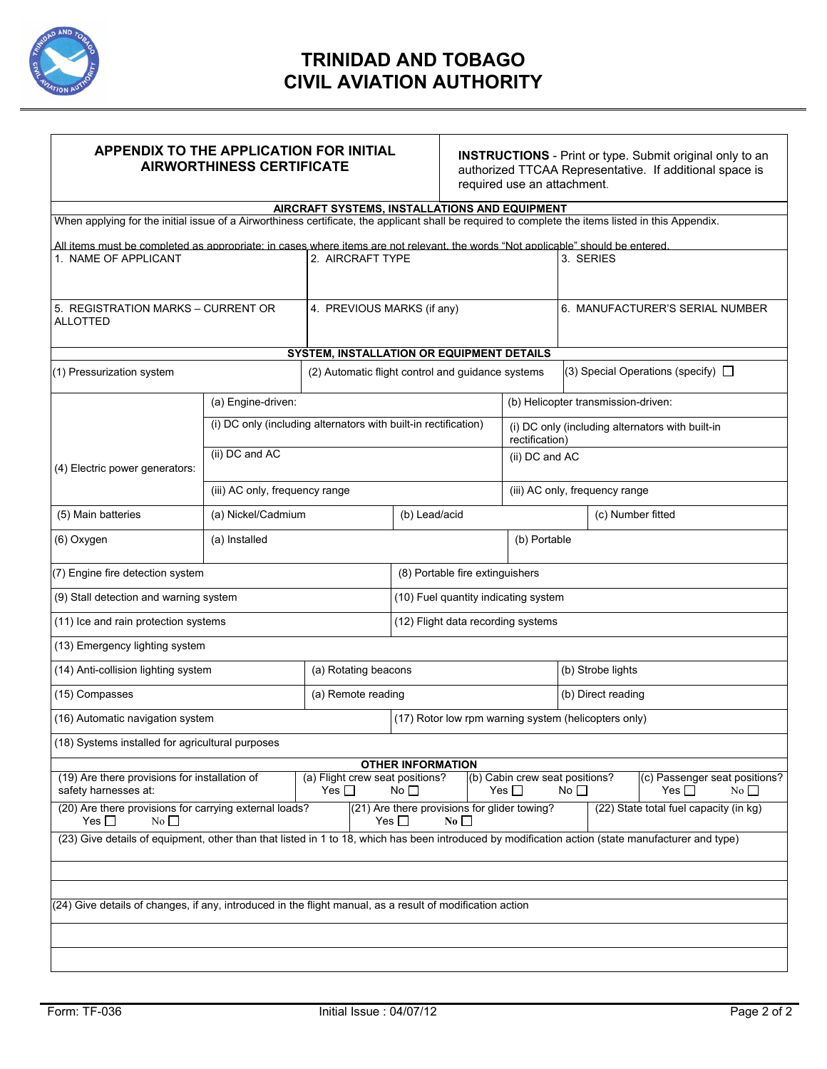# TRINIDAD AND TOBAGO CIVIL AVIATION AUTHORITY

## APPENDIX TO THE APPLICATION FOR INITIAL AIRWORTHINESS CERTIFICATE

**INSTRUCTIONS** - Print or type. Submit original only to an authorized TTCAA Representative. If additional space is required use an attachment.

### AIRCRAFT SYSTEMS, INSTALLATIONS AND EQUIPMENT

When applying for the initial issue of a Airworthiness certificate, the applicant shall be required to complete the items listed in this Appendix.

All items must be completed as appropriate; in cases where items are not relevant, the words "Not applicable" should be entered.

| | | |
|---|---|---|
| 1. NAME OF APPLICANT | 2. AIRCRAFT TYPE | 3. SERIES |
| 5. REGISTRATION MARKS – CURRENT OR ALLOTTED | 4. PREVIOUS MARKS (if any) | 6. MANUFACTURER'S SERIAL NUMBER |

### SYSTEM, INSTALLATION OR EQUIPMENT DETAILS

| | | |
|---|---|---|
| (1) Pressurization system | (2) Automatic flight control and guidance systems | (3) Special Operations (specify) ☐ |

| | | |
|---|---|---|
| (4) Electric power generators: | (a) Engine-driven: | (b) Helicopter transmission-driven: |
| | (i) DC only (including alternators with built-in rectification) | (i) DC only (including alternators with built-in rectification) |
| | (ii) DC and AC | (ii) DC and AC |
| | (iii) AC only, frequency range | (iii) AC only, frequency range |

| | | | |
|---|---|---|---|
| (5) Main batteries | (a) Nickel/Cadmium | (b) Lead/acid | (c) Number fitted |
| (6) Oxygen | (a) Installed | (b) Portable | |

| | |
|---|---|
| (7) Engine fire detection system | (8) Portable fire extinguishers |
| (9) Stall detection and warning system | (10) Fuel quantity indicating system |
| (11) Ice and rain protection systems | (12) Flight data recording systems |
| (13) Emergency lighting system | |

| | | |
|---|---|---|
| (14) Anti-collision lighting system | (a) Rotating beacons | (b) Strobe lights |
| (15) Compasses | (a) Remote reading | (b) Direct reading |

| | |
|---|---|
| (16) Automatic navigation system | (17) Rotor low rpm warning system (helicopters only) |
| (18) Systems installed for agricultural purposes | |

### OTHER INFORMATION

| | | | |
|---|---|---|---|
| (19) Are there provisions for installation of safety harnesses at: | (a) Flight crew seat positions? Yes ☐ No ☐ | (b) Cabin crew seat positions? Yes ☐ No ☐ | (c) Passenger seat positions? Yes ☐ No ☐ |

| | | |
|---|---|---|
| (20) Are there provisions for carrying external loads? Yes ☐ No ☐ | (21) Are there provisions for glider towing? Yes ☐ No ☐ | (22) State total fuel capacity (in kg) |

(23) Give details of equipment, other than that listed in 1 to 18, which has been introduced by modification action (state manufacturer and type)

(24) Give details of changes, if any, introduced in the flight manual, as a result of modification action

Form: TF-036 Initial Issue : 04/07/12